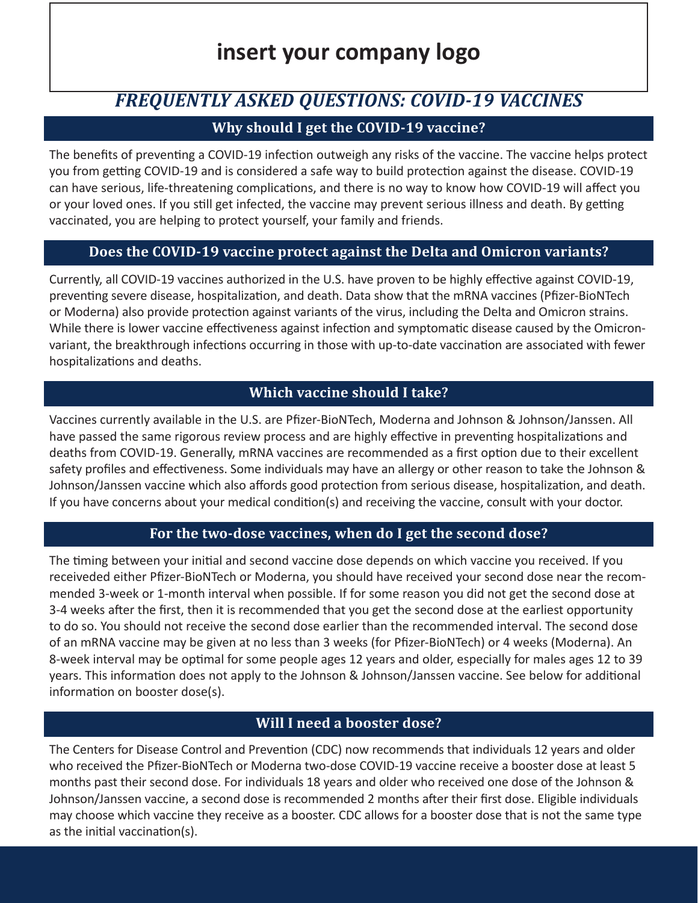insert your company logo

# *FREQUENTLY ASKED QUESTIONS: COVID-19 VACCINES*

## Why should I get the COVID-19 vaccine?

The benefits of preventing a COVID-19 infection outweigh any risks of the vaccine. The vaccine helps protect you from getting COVID-19 and is considered a safe way to build protection against the disease. COVID-19 can have serious, life-threatening complications, and there is no way to know how COVID-19 will affect you or your loved ones. If you still get infected, the vaccine may prevent serious illness and death. By getting vaccinated, you are helping to protect yourself, your family and friends.

## Does the COVID-19 vaccine protect against the Delta and Omicron variants?

Currently, all COVID-19 vaccines authorized in the U.S. have proven to be highly effective against COVID-19, preventing severe disease, hospitalization, and death. Data show that the mRNA vaccines (Pfizer-BioNTech or Moderna) also provide protection against variants of the virus, including the Delta and Omicron strains. While there is lower vaccine effectiveness against infection and symptomatic disease caused by the Omicron-variant, the breakthrough infections occurring in those with up-to-date vaccination are associated with fewer hospitalizations and deaths.

## Which vaccine should I take?

Vaccines currently available in the U.S. are Pfizer-BioNTech, Moderna and Johnson & Johnson/Janssen. All have passed the same rigorous review process and are highly effective in preventing hospitalizations and deaths from COVID-19. Generally, mRNA vaccines are recommended as a first option due to their excellent safety profiles and effectiveness. Some individuals may have an allergy or other reason to take the Johnson & Johnson/Janssen vaccine which also affords good protection from serious disease, hospitalization, and death. If you have concerns about your medical condition(s) and receiving the vaccine, consult with your doctor.

## For the two-dose vaccines, when do I get the second dose?

The timing between your initial and second vaccine dose depends on which vaccine you received. If you receiveded either Pfizer-BioNTech or Moderna, you should have received your second dose near the recommended 3-week or 1-month interval when possible. If for some reason you did not get the second dose at 3-4 weeks after the first, then it is recommended that you get the second dose at the earliest opportunity to do so. You should not receive the second dose earlier than the recommended interval. The second dose of an mRNA vaccine may be given at no less than 3 weeks (for Pfizer-BioNTech) or 4 weeks (Moderna). An 8-week interval may be optimal for some people ages 12 years and older, especially for males ages 12 to 39 years. This information does not apply to the Johnson & Johnson/Janssen vaccine. See below for additional information on booster dose(s).

## Will I need a booster dose?

The Centers for Disease Control and Prevention (CDC) now recommends that individuals 12 years and older who received the Pfizer-BioNTech or Moderna two-dose COVID-19 vaccine receive a booster dose at least 5 months past their second dose. For individuals 18 years and older who received one dose of the Johnson & Johnson/Janssen vaccine, a second dose is recommended 2 months after their first dose. Eligible individuals may choose which vaccine they receive as a booster. CDC allows for a booster dose that is not the same type as the initial vaccination(s).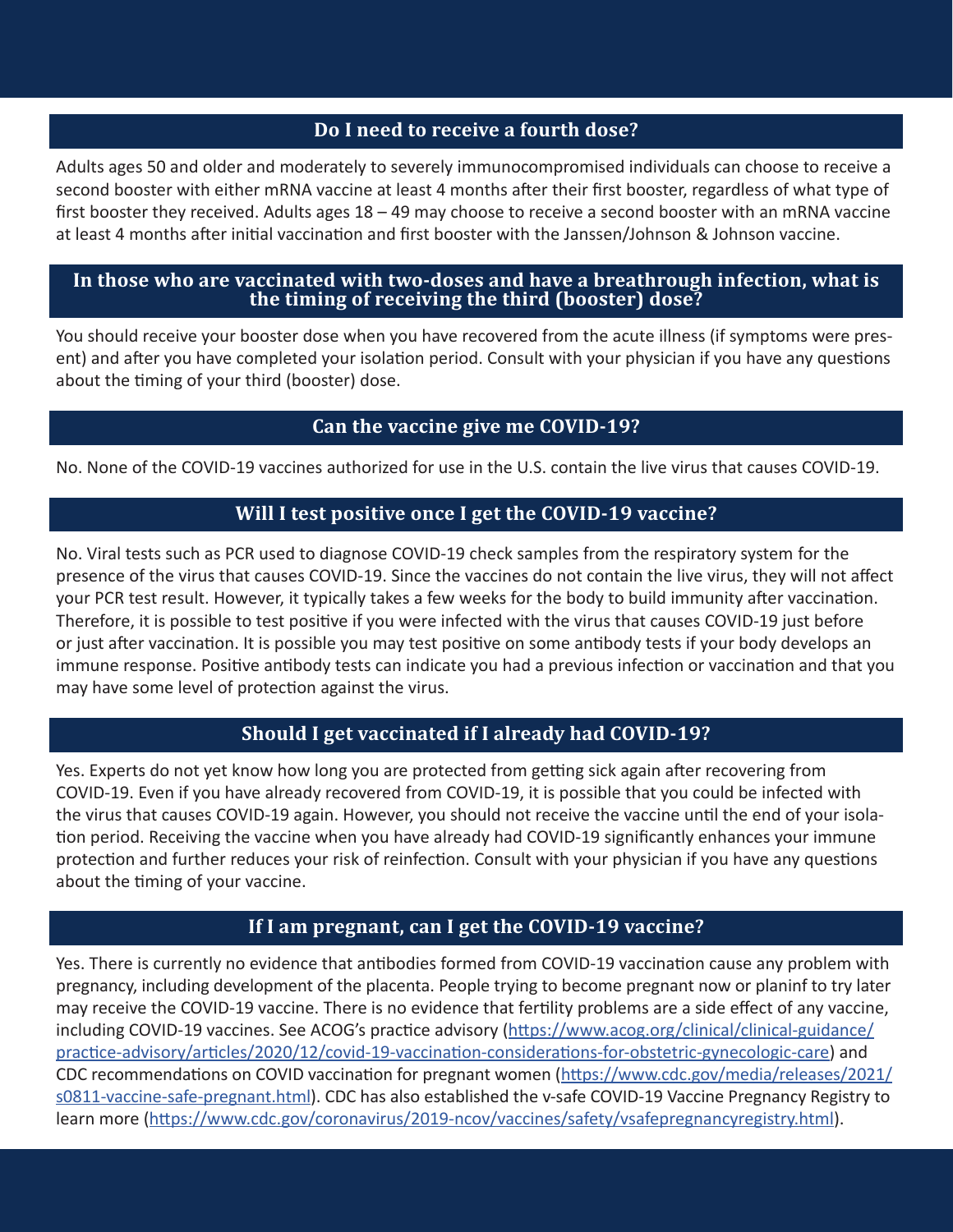## Do I need to receive a fourth dose?

Adults ages 50 and older and moderately to severely immunocompromised individuals can choose to receive a second booster with either mRNA vaccine at least 4 months after their first booster, regardless of what type of first booster they received. Adults ages 18 – 49 may choose to receive a second booster with an mRNA vaccine at least 4 months after initial vaccination and first booster with the Janssen/Johnson & Johnson vaccine.

## In those who are vaccinated with two-doses and have a breathrough infection, what is the timing of receiving the third (booster) dose?

You should receive your booster dose when you have recovered from the acute illness (if symptoms were present) and after you have completed your isolation period. Consult with your physician if you have any questions about the timing of your third (booster) dose.

## Can the vaccine give me COVID-19?

No. None of the COVID-19 vaccines authorized for use in the U.S. contain the live virus that causes COVID-19.

## Will I test positive once I get the COVID-19 vaccine?

No. Viral tests such as PCR used to diagnose COVID-19 check samples from the respiratory system for the presence of the virus that causes COVID-19. Since the vaccines do not contain the live virus, they will not affect your PCR test result. However, it typically takes a few weeks for the body to build immunity after vaccination. Therefore, it is possible to test positive if you were infected with the virus that causes COVID-19 just before or just after vaccination. It is possible you may test positive on some antibody tests if your body develops an immune response. Positive antibody tests can indicate you had a previous infection or vaccination and that you may have some level of protection against the virus.

## Should I get vaccinated if I already had COVID-19?

Yes. Experts do not yet know how long you are protected from getting sick again after recovering from COVID-19. Even if you have already recovered from COVID-19, it is possible that you could be infected with the virus that causes COVID-19 again. However, you should not receive the vaccine until the end of your isolation period. Receiving the vaccine when you have already had COVID-19 significantly enhances your immune protection and further reduces your risk of reinfection. Consult with your physician if you have any questions about the timing of your vaccine.

## If I am pregnant, can I get the COVID-19 vaccine?

Yes. There is currently no evidence that antibodies formed from COVID-19 vaccination cause any problem with pregnancy, including development of the placenta. People trying to become pregnant now or planinf to try later may receive the COVID-19 vaccine. There is no evidence that fertility problems are a side effect of any vaccine, including COVID-19 vaccines. See ACOG's practice advisory (https://www.acog.org/clinical/clinical-guidance/practice-advisory/articles/2020/12/covid-19-vaccination-considerations-for-obstetric-gynecologic-care) and CDC recommendations on COVID vaccination for pregnant women (https://www.cdc.gov/media/releases/2021/s0811-vaccine-safe-pregnant.html). CDC has also established the v-safe COVID-19 Vaccine Pregnancy Registry to learn more (https://www.cdc.gov/coronavirus/2019-ncov/vaccines/safety/vsafepregnancyregistry.html).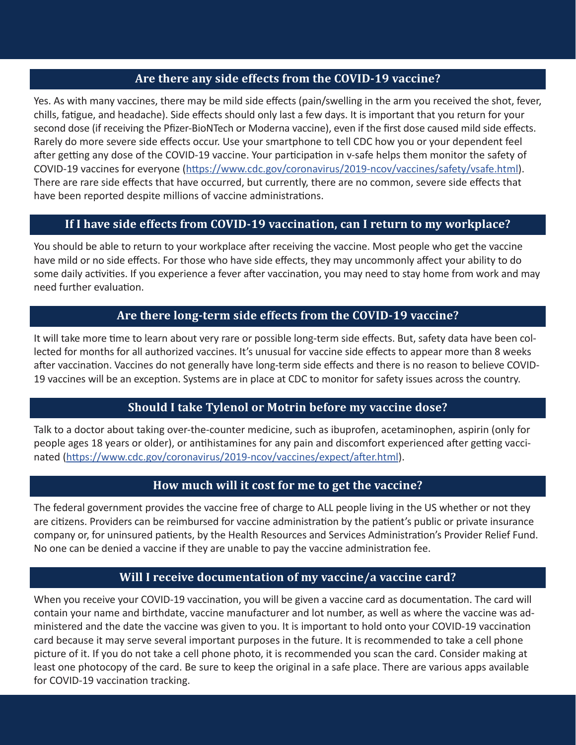## Are there any side effects from the COVID-19 vaccine?

Yes. As with many vaccines, there may be mild side effects (pain/swelling in the arm you received the shot, fever, chills, fatigue, and headache). Side effects should only last a few days. It is important that you return for your second dose (if receiving the Pfizer-BioNTech or Moderna vaccine), even if the first dose caused mild side effects. Rarely do more severe side effects occur. Use your smartphone to tell CDC how you or your dependent feel after getting any dose of the COVID-19 vaccine. Your participation in v-safe helps them monitor the safety of COVID-19 vaccines for everyone (https://www.cdc.gov/coronavirus/2019-ncov/vaccines/safety/vsafe.html). There are rare side effects that have occurred, but currently, there are no common, severe side effects that have been reported despite millions of vaccine administrations.

## If I have side effects from COVID-19 vaccination, can I return to my workplace?

You should be able to return to your workplace after receiving the vaccine. Most people who get the vaccine have mild or no side effects. For those who have side effects, they may uncommonly affect your ability to do some daily activities. If you experience a fever after vaccination, you may need to stay home from work and may need further evaluation.

## Are there long-term side effects from the COVID-19 vaccine?

It will take more time to learn about very rare or possible long-term side effects. But, safety data have been collected for months for all authorized vaccines. It's unusual for vaccine side effects to appear more than 8 weeks after vaccination. Vaccines do not generally have long-term side effects and there is no reason to believe COVID-19 vaccines will be an exception. Systems are in place at CDC to monitor for safety issues across the country.

## Should I take Tylenol or Motrin before my vaccine dose?

Talk to a doctor about taking over-the-counter medicine, such as ibuprofen, acetaminophen, aspirin (only for people ages 18 years or older), or antihistamines for any pain and discomfort experienced after getting vaccinated (https://www.cdc.gov/coronavirus/2019-ncov/vaccines/expect/after.html).

## How much will it cost for me to get the vaccine?

The federal government provides the vaccine free of charge to ALL people living in the US whether or not they are citizens. Providers can be reimbursed for vaccine administration by the patient's public or private insurance company or, for uninsured patients, by the Health Resources and Services Administration's Provider Relief Fund. No one can be denied a vaccine if they are unable to pay the vaccine administration fee.

## Will I receive documentation of my vaccine/a vaccine card?

When you receive your COVID-19 vaccination, you will be given a vaccine card as documentation. The card will contain your name and birthdate, vaccine manufacturer and lot number, as well as where the vaccine was administered and the date the vaccine was given to you. It is important to hold onto your COVID-19 vaccination card because it may serve several important purposes in the future. It is recommended to take a cell phone picture of it. If you do not take a cell phone photo, it is recommended you scan the card. Consider making at least one photocopy of the card. Be sure to keep the original in a safe place. There are various apps available for COVID-19 vaccination tracking.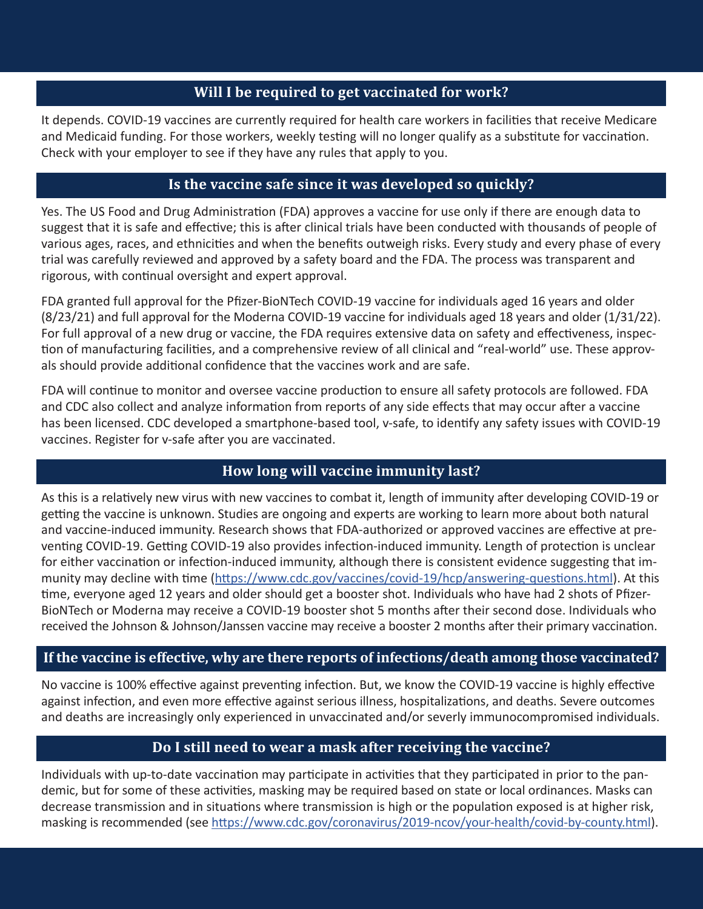## Will I be required to get vaccinated for work?

It depends. COVID-19 vaccines are currently required for health care workers in facilities that receive Medicare and Medicaid funding. For those workers, weekly testing will no longer qualify as a substitute for vaccination. Check with your employer to see if they have any rules that apply to you.

## Is the vaccine safe since it was developed so quickly?

Yes. The US Food and Drug Administration (FDA) approves a vaccine for use only if there are enough data to suggest that it is safe and effective; this is after clinical trials have been conducted with thousands of people of various ages, races, and ethnicities and when the benefits outweigh risks. Every study and every phase of every trial was carefully reviewed and approved by a safety board and the FDA. The process was transparent and rigorous, with continual oversight and expert approval.

FDA granted full approval for the Pfizer-BioNTech COVID-19 vaccine for individuals aged 16 years and older (8/23/21) and full approval for the Moderna COVID-19 vaccine for individuals aged 18 years and older (1/31/22). For full approval of a new drug or vaccine, the FDA requires extensive data on safety and effectiveness, inspection of manufacturing facilities, and a comprehensive review of all clinical and "real-world" use. These approvals should provide additional confidence that the vaccines work and are safe.

FDA will continue to monitor and oversee vaccine production to ensure all safety protocols are followed. FDA and CDC also collect and analyze information from reports of any side effects that may occur after a vaccine has been licensed. CDC developed a smartphone-based tool, v-safe, to identify any safety issues with COVID-19 vaccines. Register for v-safe after you are vaccinated.

## How long will vaccine immunity last?

As this is a relatively new virus with new vaccines to combat it, length of immunity after developing COVID-19 or getting the vaccine is unknown. Studies are ongoing and experts are working to learn more about both natural and vaccine-induced immunity. Research shows that FDA-authorized or approved vaccines are effective at preventing COVID-19. Getting COVID-19 also provides infection-induced immunity. Length of protection is unclear for either vaccination or infection-induced immunity, although there is consistent evidence suggesting that immunity may decline with time (https://www.cdc.gov/vaccines/covid-19/hcp/answering-questions.html). At this time, everyone aged 12 years and older should get a booster shot. Individuals who have had 2 shots of Pfizer-BioNTech or Moderna may receive a COVID-19 booster shot 5 months after their second dose. Individuals who received the Johnson & Johnson/Janssen vaccine may receive a booster 2 months after their primary vaccination.

## If the vaccine is effective, why are there reports of infections/death among those vaccinated?

No vaccine is 100% effective against preventing infection. But, we know the COVID-19 vaccine is highly effective against infection, and even more effective against serious illness, hospitalizations, and deaths. Severe outcomes and deaths are increasingly only experienced in unvaccinated and/or severly immunocompromised individuals.

## Do I still need to wear a mask after receiving the vaccine?

Individuals with up-to-date vaccination may participate in activities that they participated in prior to the pandemic, but for some of these activities, masking may be required based on state or local ordinances. Masks can decrease transmission and in situations where transmission is high or the population exposed is at higher risk, masking is recommended (see https://www.cdc.gov/coronavirus/2019-ncov/your-health/covid-by-county.html).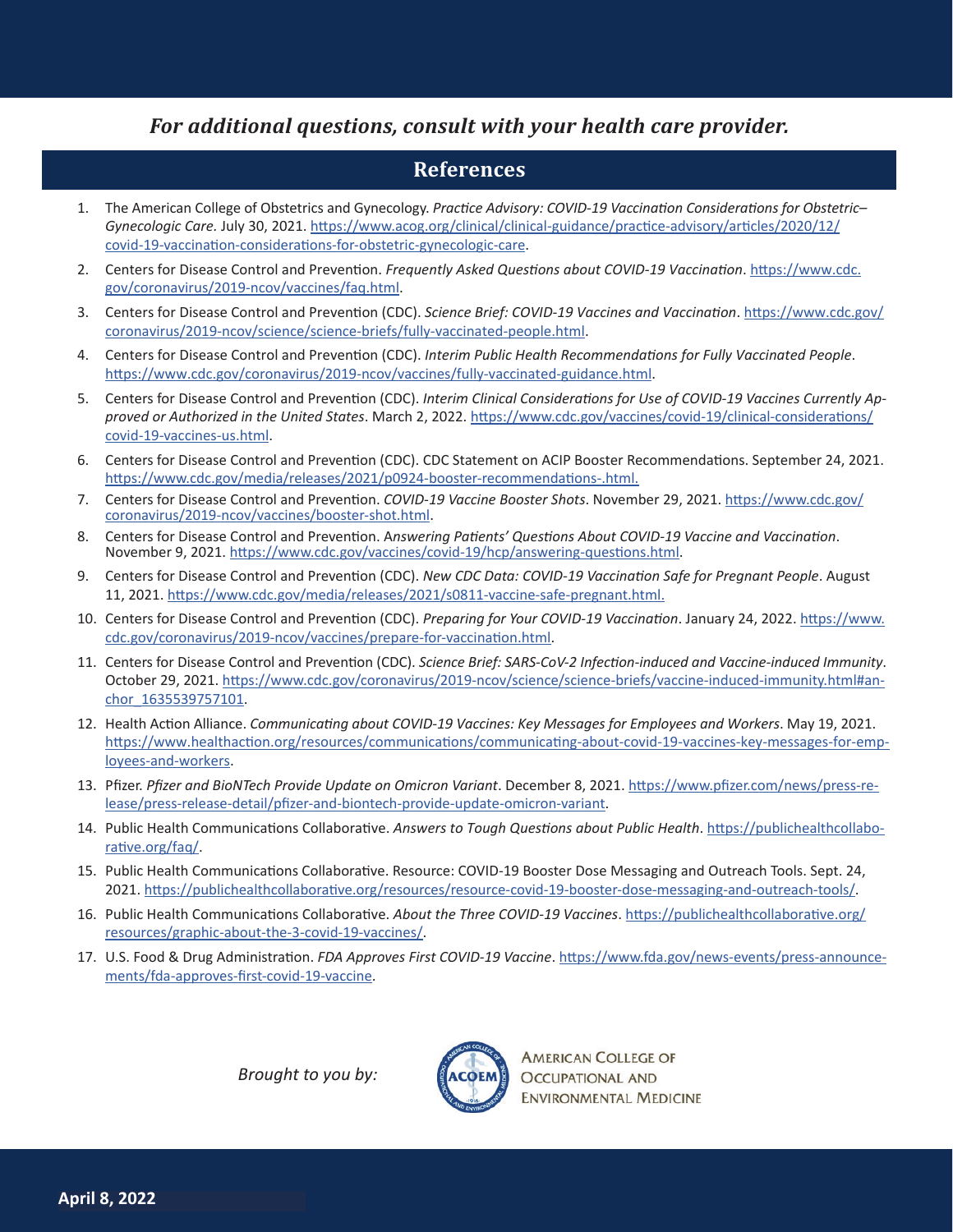***For additional questions, consult with your health care provider.***

## References

1. The American College of Obstetrics and Gynecology. *Practice Advisory: COVID-19 Vaccination Considerations for Obstetric–Gynecologic Care.* July 30, 2021. https://www.acog.org/clinical/clinical-guidance/practice-advisory/articles/2020/12/covid-19-vaccination-considerations-for-obstetric-gynecologic-care.
2. Centers for Disease Control and Prevention. *Frequently Asked Questions about COVID-19 Vaccination*. https://www.cdc.gov/coronavirus/2019-ncov/vaccines/faq.html.
3. Centers for Disease Control and Prevention (CDC). *Science Brief: COVID-19 Vaccines and Vaccination*. https://www.cdc.gov/coronavirus/2019-ncov/science/science-briefs/fully-vaccinated-people.html.
4. Centers for Disease Control and Prevention (CDC). *Interim Public Health Recommendations for Fully Vaccinated People*. https://www.cdc.gov/coronavirus/2019-ncov/vaccines/fully-vaccinated-guidance.html.
5. Centers for Disease Control and Prevention (CDC). *Interim Clinical Considerations for Use of COVID-19 Vaccines Currently Approved or Authorized in the United States*. March 2, 2022. https://www.cdc.gov/vaccines/covid-19/clinical-considerations/covid-19-vaccines-us.html.
6. Centers for Disease Control and Prevention (CDC). CDC Statement on ACIP Booster Recommendations. September 24, 2021. https://www.cdc.gov/media/releases/2021/p0924-booster-recommendations-.html.
7. Centers for Disease Control and Prevention. *COVID-19 Vaccine Booster Shots*. November 29, 2021. https://www.cdc.gov/coronavirus/2019-ncov/vaccines/booster-shot.html.
8. Centers for Disease Control and Prevention. A*nswering Patients' Questions About COVID-19 Vaccine and Vaccination*. November 9, 2021. https://www.cdc.gov/vaccines/covid-19/hcp/answering-questions.html.
9. Centers for Disease Control and Prevention (CDC). *New CDC Data: COVID-19 Vaccination Safe for Pregnant People*. August 11, 2021. https://www.cdc.gov/media/releases/2021/s0811-vaccine-safe-pregnant.html.
10. Centers for Disease Control and Prevention (CDC). *Preparing for Your COVID-19 Vaccination*. January 24, 2022. https://www.cdc.gov/coronavirus/2019-ncov/vaccines/prepare-for-vaccination.html.
11. Centers for Disease Control and Prevention (CDC). *Science Brief: SARS-CoV-2 Infection-induced and Vaccine-induced Immunity*. October 29, 2021. https://www.cdc.gov/coronavirus/2019-ncov/science/science-briefs/vaccine-induced-immunity.html#anchor_1635539757101.
12. Health Action Alliance. *Communicating about COVID-19 Vaccines: Key Messages for Employees and Workers*. May 19, 2021. https://www.healthaction.org/resources/communications/communicating-about-covid-19-vaccines-key-messages-for-employees-and-workers.
13. Pfizer. *Pfizer and BioNTech Provide Update on Omicron Variant*. December 8, 2021. https://www.pfizer.com/news/press-release/press-release-detail/pfizer-and-biontech-provide-update-omicron-variant.
14. Public Health Communications Collaborative. *Answers to Tough Questions about Public Health*. https://publichealthcollaborative.org/faq/.
15. Public Health Communications Collaborative. Resource: COVID-19 Booster Dose Messaging and Outreach Tools. Sept. 24, 2021. https://publichealthcollaborative.org/resources/resource-covid-19-booster-dose-messaging-and-outreach-tools/.
16. Public Health Communications Collaborative. *About the Three COVID-19 Vaccines*. https://publichealthcollaborative.org/resources/graphic-about-the-3-covid-19-vaccines/.
17. U.S. Food & Drug Administration. *FDA Approves First COVID-19 Vaccine*. https://www.fda.gov/news-events/press-announcements/fda-approves-first-covid-19-vaccine.

*Brought to you by:*

AMERICAN COLLEGE OF OCCUPATIONAL AND ENVIRONMENTAL MEDICINE

**April 8, 2022**